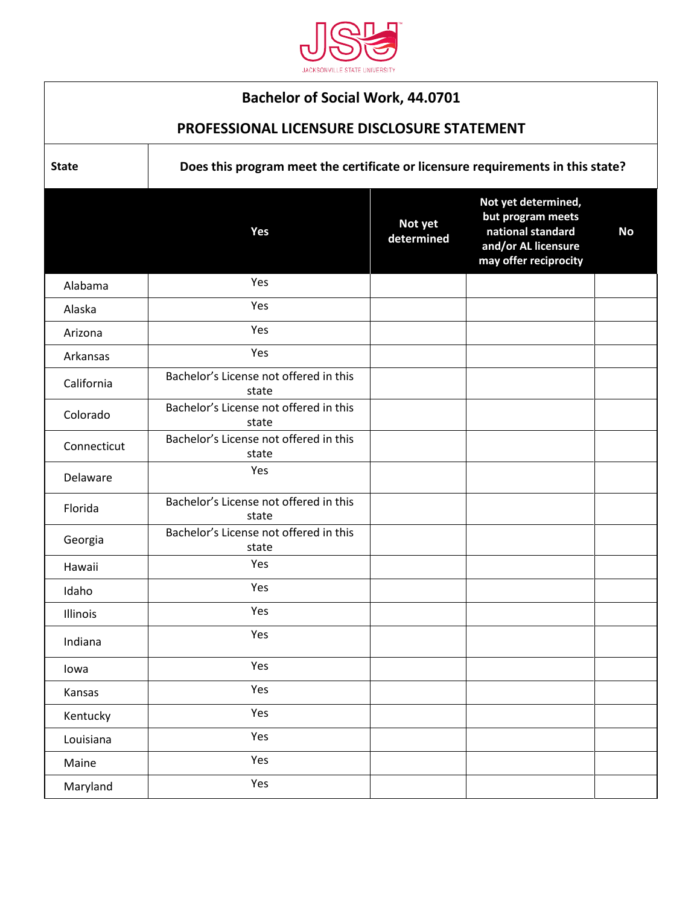# Bachelor of Social Work, 44.0701

## PROFESSIONAL LICENSURE DISCLOSURE STATEMENT

| State | Does this program meet the certificate or licensure requirements in this state? | | | |
|---|---|---|---|---|
| | **Yes** | **Not yet determined** | **Not yet determined, but program meets national standard and/or AL licensure may offer reciprocity** | **No** |
| Alabama | Yes | | | |
| Alaska | Yes | | | |
| Arizona | Yes | | | |
| Arkansas | Yes | | | |
| California | Bachelor's License not offered in this state | | | |
| Colorado | Bachelor's License not offered in this state | | | |
| Connecticut | Bachelor's License not offered in this state | | | |
| Delaware | Yes | | | |
| Florida | Bachelor's License not offered in this state | | | |
| Georgia | Bachelor's License not offered in this state | | | |
| Hawaii | Yes | | | |
| Idaho | Yes | | | |
| Illinois | Yes | | | |
| Indiana | Yes | | | |
| Iowa | Yes | | | |
| Kansas | Yes | | | |
| Kentucky | Yes | | | |
| Louisiana | Yes | | | |
| Maine | Yes | | | |
| Maryland | Yes | | | |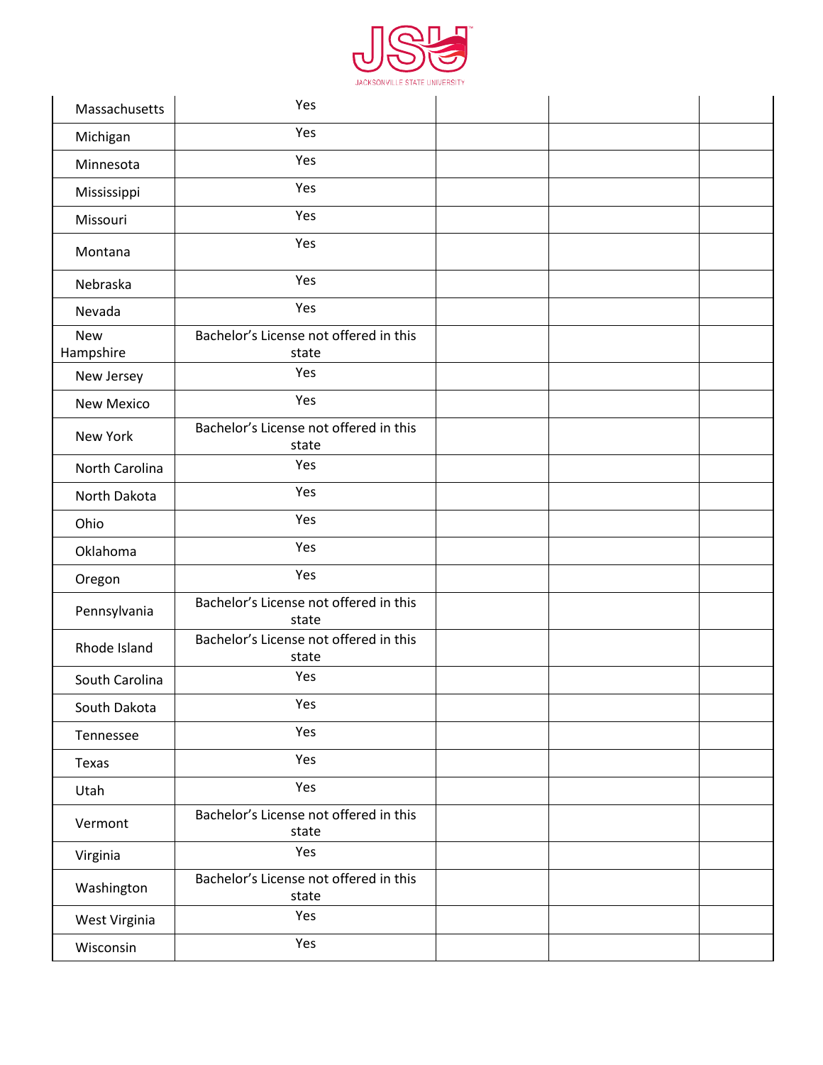| | | | | |
|---|---|---|---|---|
| Massachusetts | Yes | | | |
| Michigan | Yes | | | |
| Minnesota | Yes | | | |
| Mississippi | Yes | | | |
| Missouri | Yes | | | |
| Montana | Yes | | | |
| Nebraska | Yes | | | |
| Nevada | Yes | | | |
| New Hampshire | Bachelor's License not offered in this state | | | |
| New Jersey | Yes | | | |
| New Mexico | Yes | | | |
| New York | Bachelor's License not offered in this state | | | |
| North Carolina | Yes | | | |
| North Dakota | Yes | | | |
| Ohio | Yes | | | |
| Oklahoma | Yes | | | |
| Oregon | Yes | | | |
| Pennsylvania | Bachelor's License not offered in this state | | | |
| Rhode Island | Bachelor's License not offered in this state | | | |
| South Carolina | Yes | | | |
| South Dakota | Yes | | | |
| Tennessee | Yes | | | |
| Texas | Yes | | | |
| Utah | Yes | | | |
| Vermont | Bachelor's License not offered in this state | | | |
| Virginia | Yes | | | |
| Washington | Bachelor's License not offered in this state | | | |
| West Virginia | Yes | | | |
| Wisconsin | Yes | | | |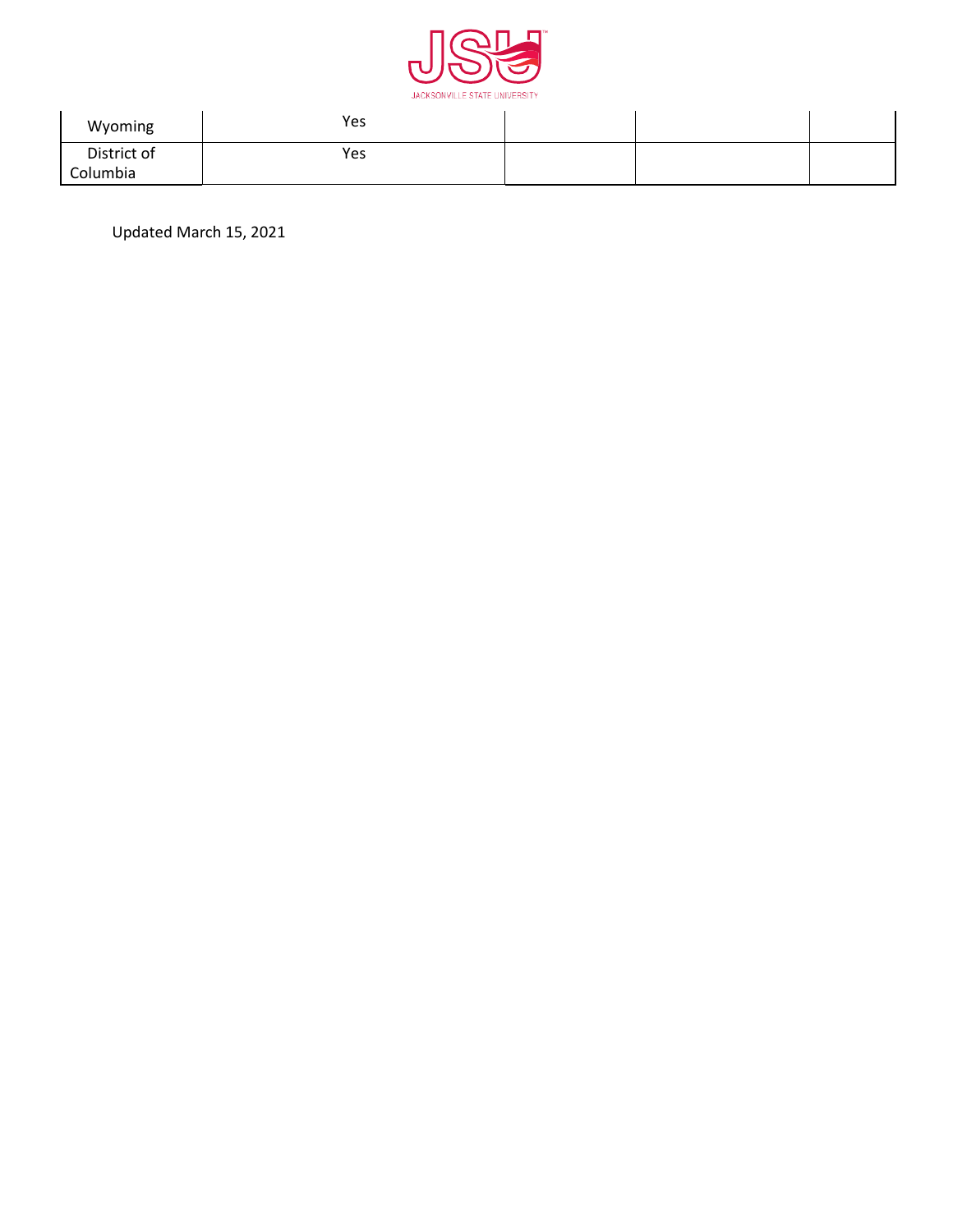| | | | | |
|---|---|---|---|---|
| Wyoming | Yes | | | |
| District of Columbia | Yes | | | |

Updated March 15, 2021